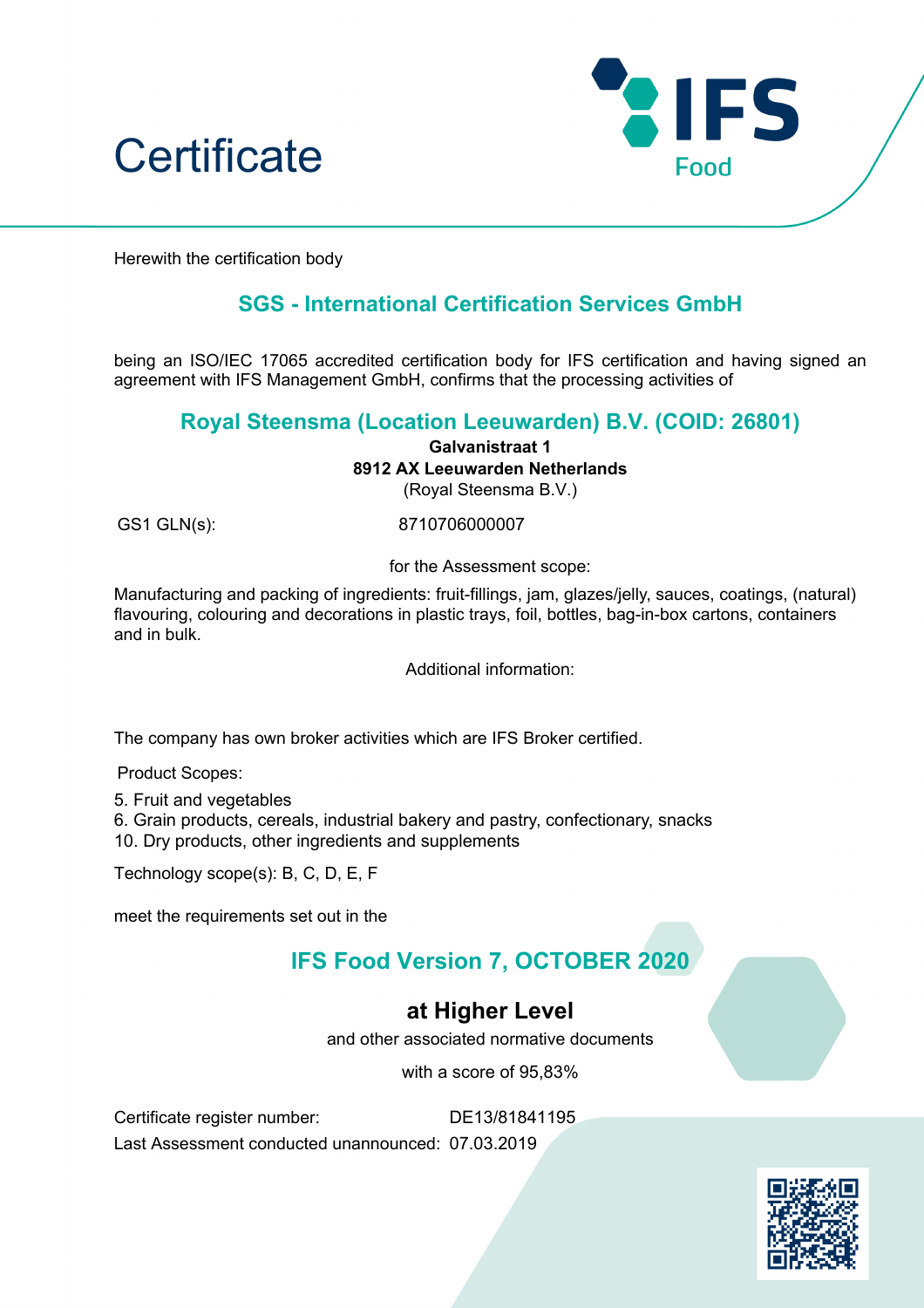# Certificate

IFS Food

Herewith the certification body

## SGS - International Certification Services GmbH

being an ISO/IEC 17065 accredited certification body for IFS certification and having signed an agreement with IFS Management GmbH, confirms that the processing activities of

## Royal Steensma (Location Leeuwarden) B.V. (COID: 26801)

**Galvanistraat 1**
**8912 AX Leeuwarden Netherlands**
(Royal Steensma B.V.)

GS1 GLN(s): 8710706000007

for the Assessment scope:

Manufacturing and packing of ingredients: fruit-fillings, jam, glazes/jelly, sauces, coatings, (natural) flavouring, colouring and decorations in plastic trays, foil, bottles, bag-in-box cartons, containers and in bulk.

Additional information:

The company has own broker activities which are IFS Broker certified.

Product Scopes:

5. Fruit and vegetables
6. Grain products, cereals, industrial bakery and pastry, confectionary, snacks
10. Dry products, other ingredients and supplements

Technology scope(s): B, C, D, E, F

meet the requirements set out in the

## IFS Food Version 7, OCTOBER 2020

### at Higher Level

and other associated normative documents

with a score of 95,83%

Certificate register number: DE13/81841195
Last Assessment conducted unannounced: 07.03.2019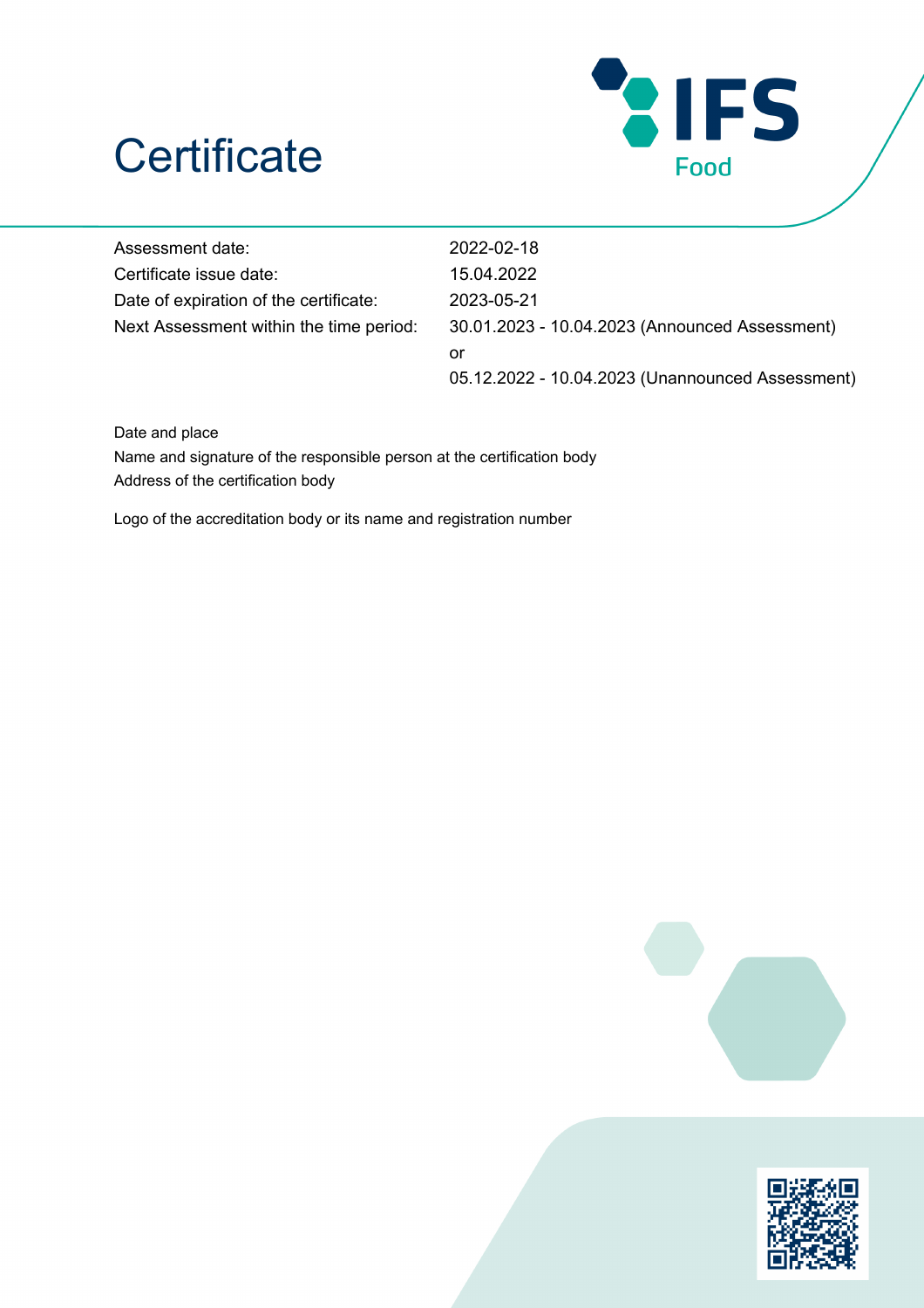# Certificate

IFS Food

| | |
|---|---|
| Assessment date: | 2022-02-18 |
| Certificate issue date: | 15.04.2022 |
| Date of expiration of the certificate: | 2023-05-21 |
| Next Assessment within the time period: | 30.01.2023 - 10.04.2023 (Announced Assessment) or 05.12.2022 - 10.04.2023 (Unannounced Assessment) |

Date and place

Name and signature of the responsible person at the certification body

Address of the certification body

Logo of the accreditation body or its name and registration number